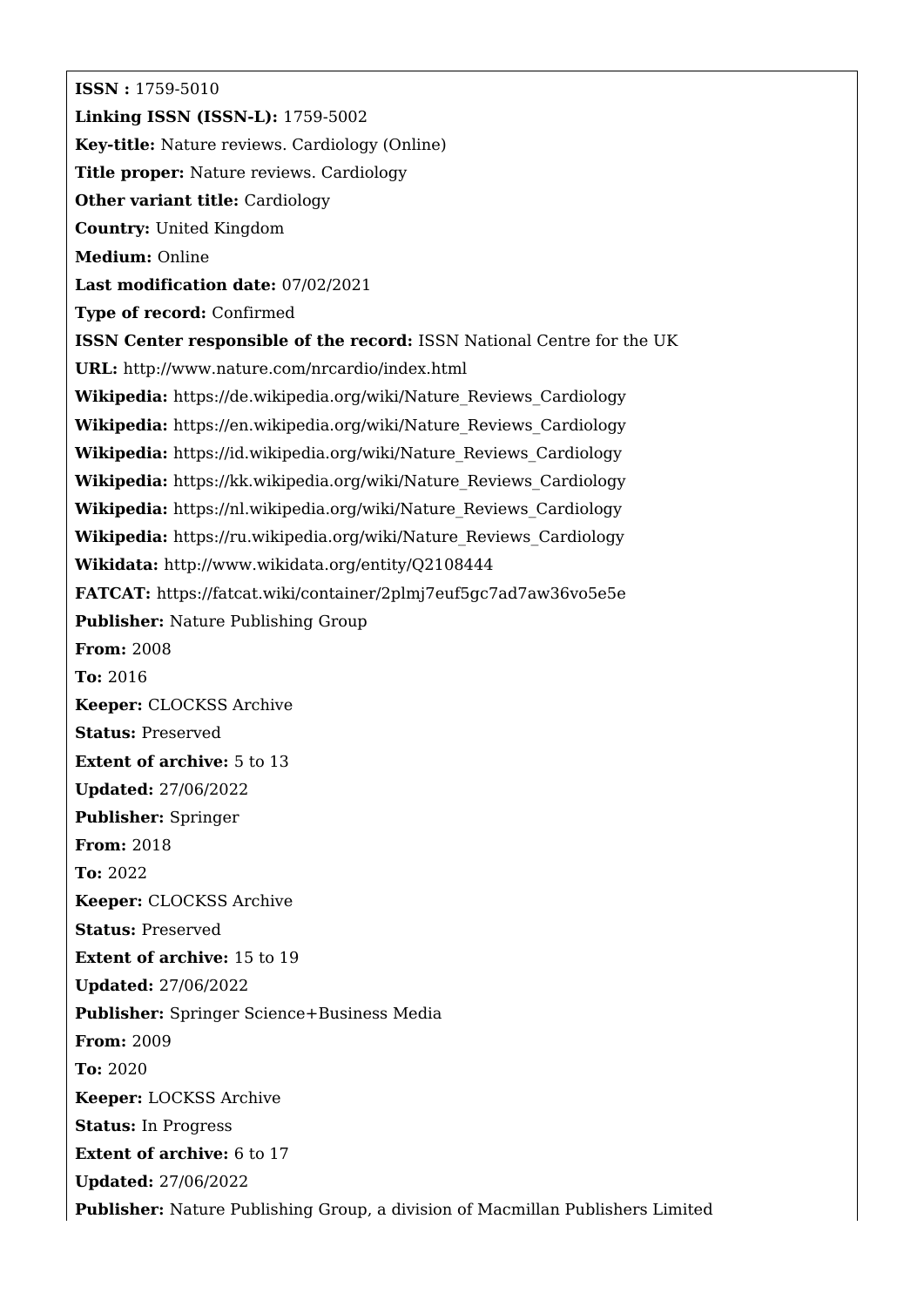**ISSN :** 1759-5010

**Linking ISSN (ISSN-L):** 1759-5002

**Key-title:** Nature reviews. Cardiology (Online)

**Title proper:** Nature reviews. Cardiology

**Other variant title:** Cardiology

**Country:** United Kingdom

**Medium:** Online

**Last modification date:** 07/02/2021

**Type of record:** Confirmed

**ISSN Center responsible of the record:** ISSN National Centre for the UK

**URL:** http://www.nature.com/nrcardio/index.html

**Wikipedia:** https://de.wikipedia.org/wiki/Nature_Reviews_Cardiology

**Wikipedia:** https://en.wikipedia.org/wiki/Nature_Reviews_Cardiology

**Wikipedia:** https://id.wikipedia.org/wiki/Nature_Reviews_Cardiology

**Wikipedia:** https://kk.wikipedia.org/wiki/Nature_Reviews_Cardiology

**Wikipedia:** https://nl.wikipedia.org/wiki/Nature_Reviews_Cardiology

**Wikipedia:** https://ru.wikipedia.org/wiki/Nature_Reviews_Cardiology

**Wikidata:** http://www.wikidata.org/entity/Q2108444

**FATCAT:** https://fatcat.wiki/container/2plmj7euf5gc7ad7aw36vo5e5e

**Publisher:** Nature Publishing Group

**From:** 2008

**To:** 2016

**Keeper:** CLOCKSS Archive

**Status:** Preserved

**Extent of archive:** 5 to 13

**Updated:** 27/06/2022

**Publisher:** Springer

**From:** 2018

**To:** 2022

**Keeper:** CLOCKSS Archive

**Status:** Preserved

**Extent of archive:** 15 to 19

**Updated:** 27/06/2022

**Publisher:** Springer Science+Business Media

**From:** 2009

**To:** 2020

**Keeper:** LOCKSS Archive

**Status:** In Progress

**Extent of archive:** 6 to 17

**Updated:** 27/06/2022

**Publisher:** Nature Publishing Group, a division of Macmillan Publishers Limited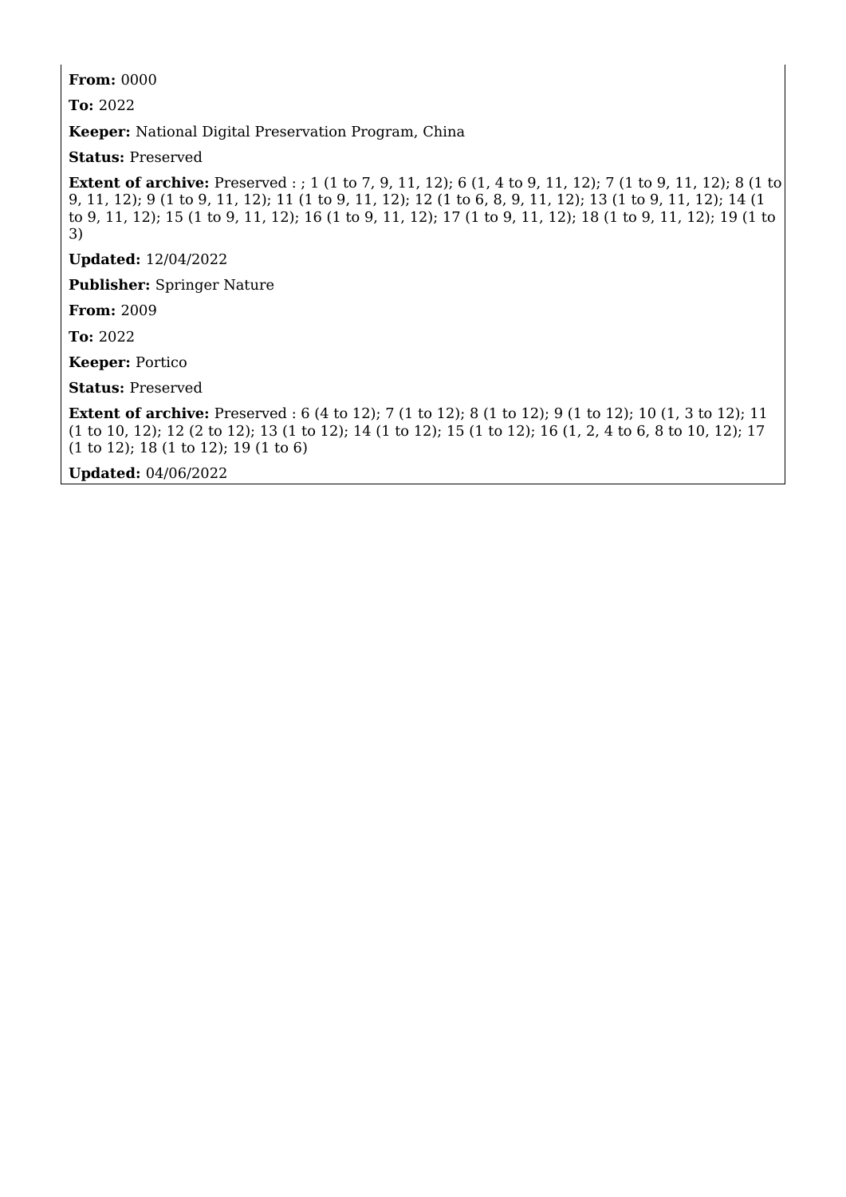**From:** 0000

**To:** 2022

**Keeper:** National Digital Preservation Program, China

**Status:** Preserved

**Extent of archive:** Preserved : ; 1 (1 to 7, 9, 11, 12); 6 (1, 4 to 9, 11, 12); 7 (1 to 9, 11, 12); 8 (1 to 9, 11, 12); 9 (1 to 9, 11, 12); 11 (1 to 9, 11, 12); 12 (1 to 6, 8, 9, 11, 12); 13 (1 to 9, 11, 12); 14 (1 to 9, 11, 12); 15 (1 to 9, 11, 12); 16 (1 to 9, 11, 12); 17 (1 to 9, 11, 12); 18 (1 to 9, 11, 12); 19 (1 to 3)

**Updated:** 12/04/2022

**Publisher:** Springer Nature

**From:** 2009

**To:** 2022

**Keeper:** Portico

**Status:** Preserved

**Extent of archive:** Preserved : 6 (4 to 12); 7 (1 to 12); 8 (1 to 12); 9 (1 to 12); 10 (1, 3 to 12); 11 (1 to 10, 12); 12 (2 to 12); 13 (1 to 12); 14 (1 to 12); 15 (1 to 12); 16 (1, 2, 4 to 6, 8 to 10, 12); 17 (1 to 12); 18 (1 to 12); 19 (1 to 6)

**Updated:** 04/06/2022